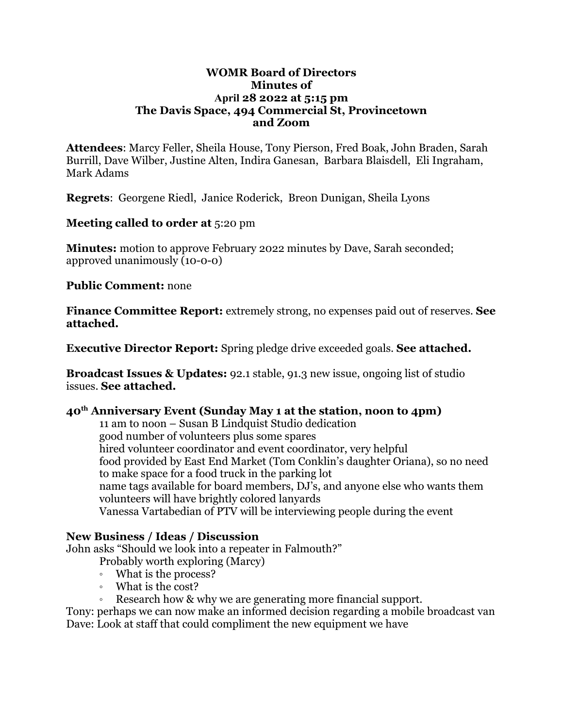# WOMR Board of Directors
## Minutes of
## April 28 2022 at 5:15 pm
## The Davis Space, 494 Commercial St, Provincetown
## and Zoom

**Attendees**: Marcy Feller, Sheila House, Tony Pierson, Fred Boak, John Braden, Sarah Burrill, Dave Wilber, Justine Alten, Indira Ganesan, Barbara Blaisdell, Eli Ingraham, Mark Adams

**Regrets**: Georgene Riedl, Janice Roderick, Breon Dunigan, Sheila Lyons

**Meeting called to order at** 5:20 pm

**Minutes:** motion to approve February 2022 minutes by Dave, Sarah seconded; approved unanimously (10-0-0)

**Public Comment:** none

**Finance Committee Report:** extremely strong, no expenses paid out of reserves. **See attached.**

**Executive Director Report:** Spring pledge drive exceeded goals. **See attached.**

**Broadcast Issues & Updates:** 92.1 stable, 91.3 new issue, ongoing list of studio issues. **See attached.**

**40th Anniversary Event (Sunday May 1 at the station, noon to 4pm)**

11 am to noon – Susan B Lindquist Studio dedication
good number of volunteers plus some spares
hired volunteer coordinator and event coordinator, very helpful
food provided by East End Market (Tom Conklin's daughter Oriana), so no need to make space for a food truck in the parking lot
name tags available for board members, DJ's, and anyone else who wants them
volunteers will have brightly colored lanyards
Vanessa Vartabedian of PTV will be interviewing people during the event

**New Business / Ideas / Discussion**

John asks "Should we look into a repeater in Falmouth?"

Probably worth exploring (Marcy)

- What is the process?
- What is the cost?
- Research how & why we are generating more financial support.

Tony: perhaps we can now make an informed decision regarding a mobile broadcast van
Dave: Look at staff that could compliment the new equipment we have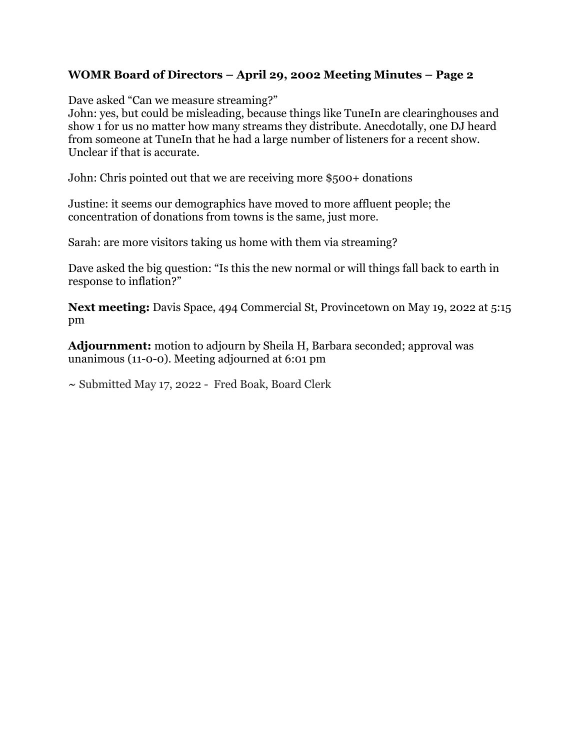**WOMR Board of Directors – April 29, 2002 Meeting Minutes – Page 2**

Dave asked "Can we measure streaming?"
John: yes, but could be misleading, because things like TuneIn are clearinghouses and show 1 for us no matter how many streams they distribute. Anecdotally, one DJ heard from someone at TuneIn that he had a large number of listeners for a recent show. Unclear if that is accurate.

John: Chris pointed out that we are receiving more $500+ donations

Justine: it seems our demographics have moved to more affluent people; the concentration of donations from towns is the same, just more.

Sarah: are more visitors taking us home with them via streaming?

Dave asked the big question: "Is this the new normal or will things fall back to earth in response to inflation?"

**Next meeting:** Davis Space, 494 Commercial St, Provincetown on May 19, 2022 at 5:15 pm

**Adjournment:** motion to adjourn by Sheila H, Barbara seconded; approval was unanimous (11-0-0). Meeting adjourned at 6:01 pm

~ Submitted May 17, 2022 - Fred Boak, Board Clerk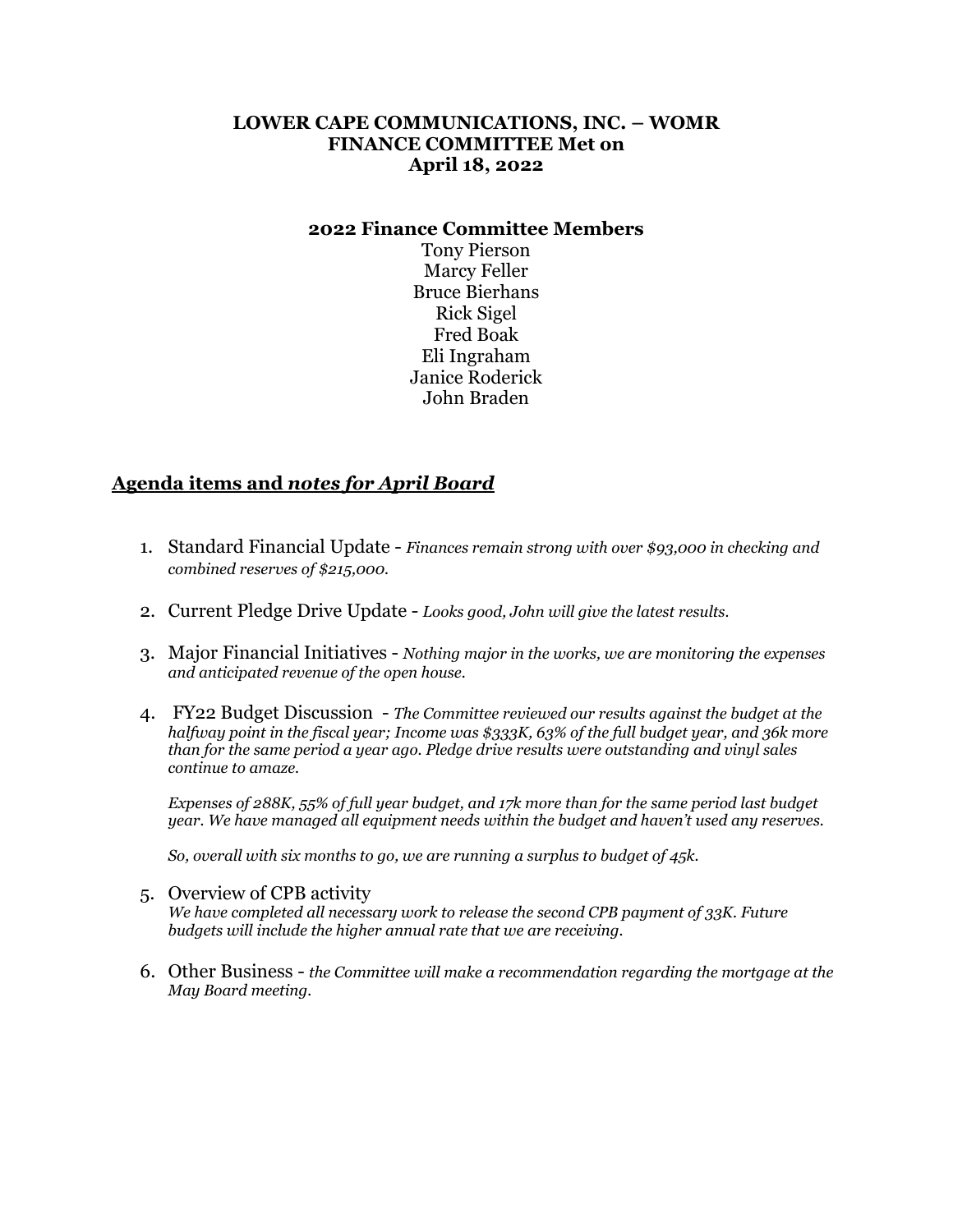**LOWER CAPE COMMUNICATIONS, INC. – WOMR**
**FINANCE COMMITTEE Met on**
**April 18, 2022**

**2022 Finance Committee Members**

Tony Pierson
Marcy Feller
Bruce Bierhans
Rick Sigel
Fred Boak
Eli Ingraham
Janice Roderick
John Braden

## Agenda items and *notes for April Board*

1. Standard Financial Update - *Finances remain strong with over $93,000 in checking and combined reserves of $215,000.*

2. Current Pledge Drive Update - *Looks good, John will give the latest results.*

3. Major Financial Initiatives - *Nothing major in the works, we are monitoring the expenses and anticipated revenue of the open house.*

4. FY22 Budget Discussion - *The Committee reviewed our results against the budget at the halfway point in the fiscal year; Income was $333K, 63% of the full budget year, and 36k more than for the same period a year ago. Pledge drive results were outstanding and vinyl sales continue to amaze.*

   *Expenses of 288K, 55% of full year budget, and 17k more than for the same period last budget year. We have managed all equipment needs within the budget and haven't used any reserves.*

   *So, overall with six months to go, we are running a surplus to budget of 45k.*

5. Overview of CPB activity
   *We have completed all necessary work to release the second CPB payment of 33K. Future budgets will include the higher annual rate that we are receiving.*

6. Other Business - *the Committee will make a recommendation regarding the mortgage at the May Board meeting.*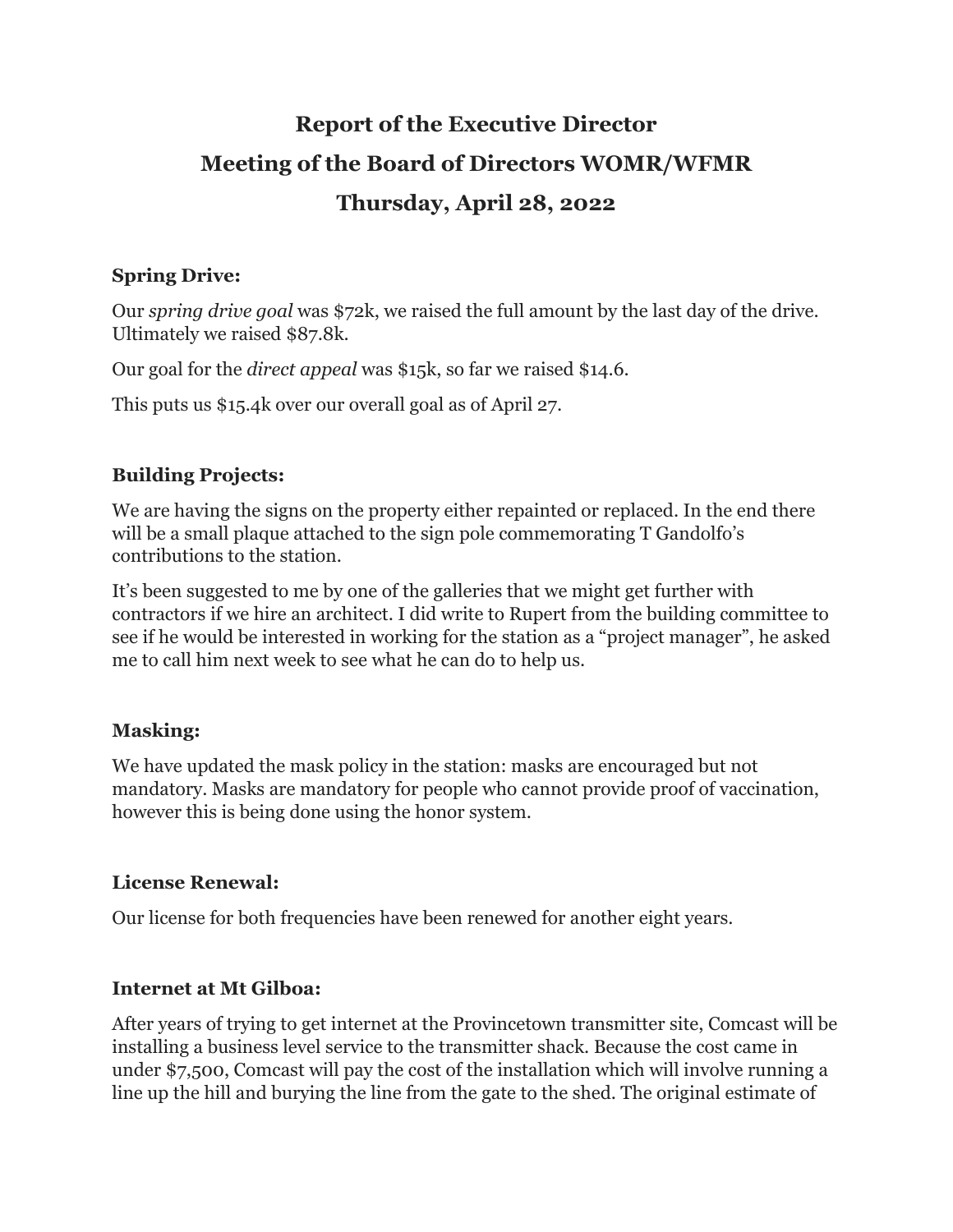# Report of the Executive Director

# Meeting of the Board of Directors WOMR/WFMR

# Thursday, April 28, 2022

**Spring Drive:**

Our *spring drive goal* was $72k, we raised the full amount by the last day of the drive. Ultimately we raised $87.8k.

Our goal for the *direct appeal* was $15k, so far we raised $14.6.

This puts us $15.4k over our overall goal as of April 27.

**Building Projects:**

We are having the signs on the property either repainted or replaced. In the end there will be a small plaque attached to the sign pole commemorating T Gandolfo's contributions to the station.

It's been suggested to me by one of the galleries that we might get further with contractors if we hire an architect. I did write to Rupert from the building committee to see if he would be interested in working for the station as a "project manager", he asked me to call him next week to see what he can do to help us.

**Masking:**

We have updated the mask policy in the station: masks are encouraged but not mandatory. Masks are mandatory for people who cannot provide proof of vaccination, however this is being done using the honor system.

**License Renewal:**

Our license for both frequencies have been renewed for another eight years.

**Internet at Mt Gilboa:**

After years of trying to get internet at the Provincetown transmitter site, Comcast will be installing a business level service to the transmitter shack. Because the cost came in under $7,500, Comcast will pay the cost of the installation which will involve running a line up the hill and burying the line from the gate to the shed. The original estimate of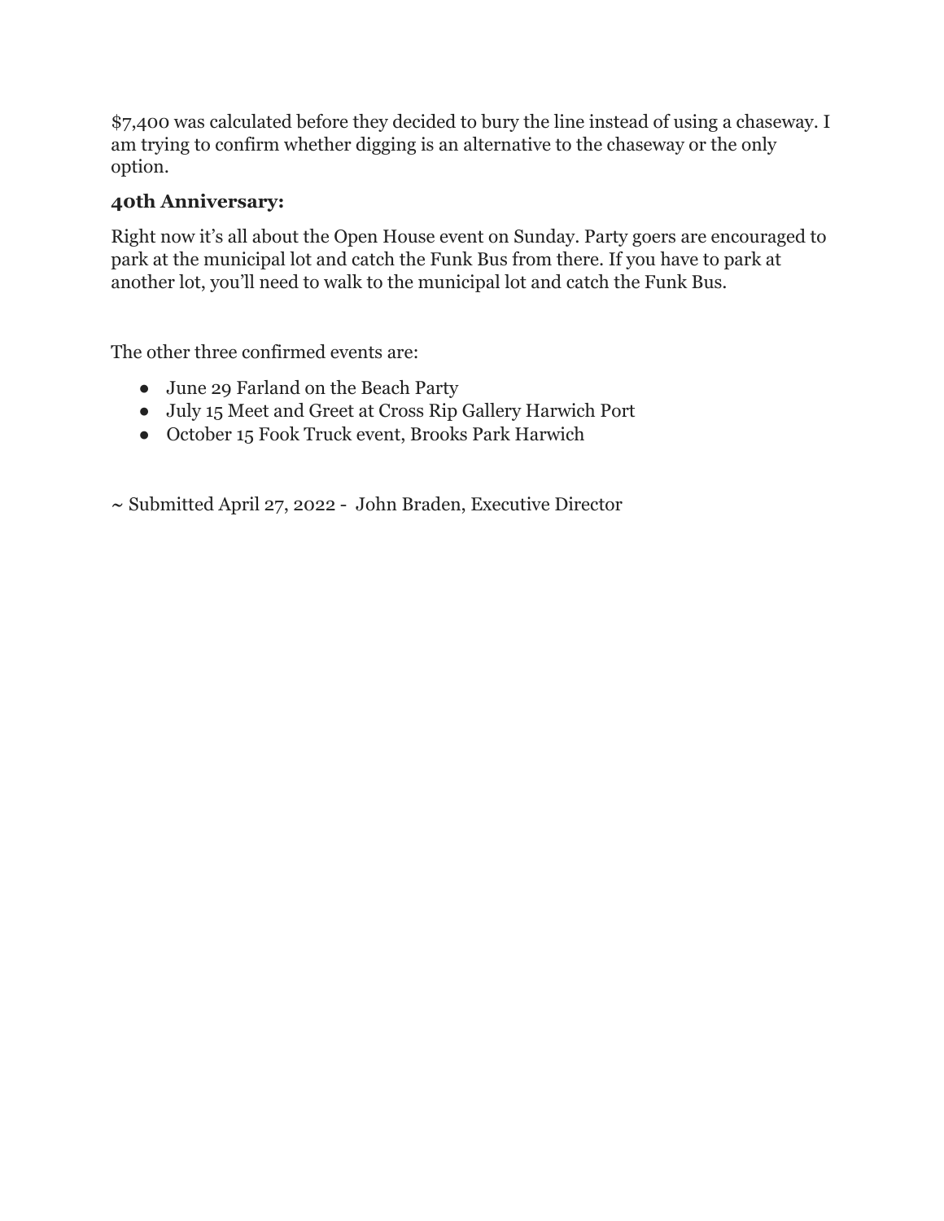$7,400 was calculated before they decided to bury the line instead of using a chaseway. I am trying to confirm whether digging is an alternative to the chaseway or the only option.

### 40th Anniversary:

Right now it's all about the Open House event on Sunday. Party goers are encouraged to park at the municipal lot and catch the Funk Bus from there. If you have to park at another lot, you'll need to walk to the municipal lot and catch the Funk Bus.

The other three confirmed events are:

- June 29 Farland on the Beach Party
- July 15 Meet and Greet at Cross Rip Gallery Harwich Port
- October 15 Fook Truck event, Brooks Park Harwich

~ Submitted April 27, 2022 - John Braden, Executive Director